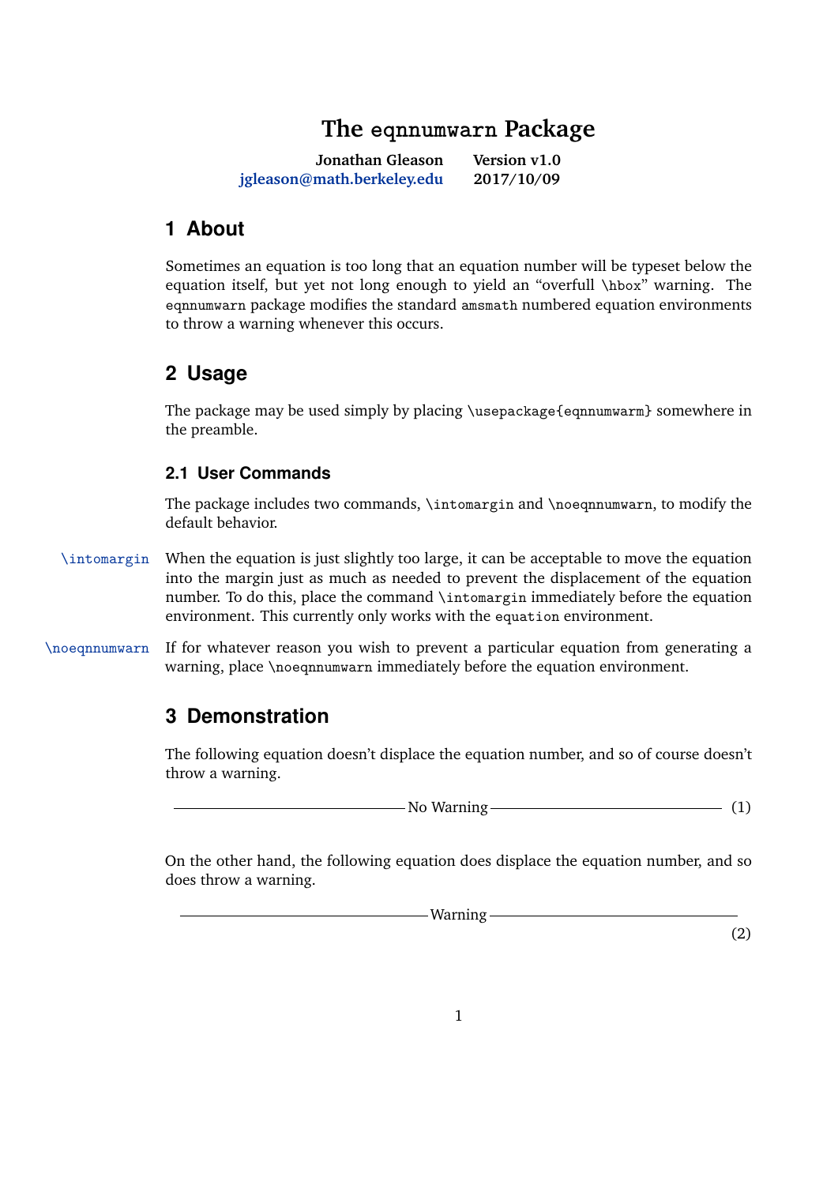# The eqnnumwarn Package

**Jonathan Gleason** — jgleason@math.berkeley.edu

**Version v1.0** — 2017/10/09

## 1 About

Sometimes an equation is too long that an equation number will be typeset below the equation itself, but yet not long enough to yield an "overfull `\hbox`" warning. The `eqnnumwarn` package modifies the standard `amsmath` numbered equation environments to throw a warning whenever this occurs.

## 2 Usage

The package may be used simply by placing `\usepackage{eqnnumwarm}` somewhere in the preamble.

### 2.1 User Commands

The package includes two commands, `\intomargin` and `\noeqnnumwarn`, to modify the default behavior.

`\intomargin` When the equation is just slightly too large, it can be acceptable to move the equation into the margin just as much as needed to prevent the displacement of the equation number. To do this, place the command `\intomargin` immediately before the equation environment. This currently only works with the `equation` environment.

`\noeqnnumwarn` If for whatever reason you wish to prevent a particular equation from generating a warning, place `\noeqnnumwarn` immediately before the equation environment.

## 3 Demonstration

The following equation doesn't displace the equation number, and so of course doesn't throw a warning.

$$\text{———————————— No Warning ————————————} \tag{1}$$

On the other hand, the following equation does displace the equation number, and so does throw a warning.

$$\text{———————————— Warning ————————————}$$

(2)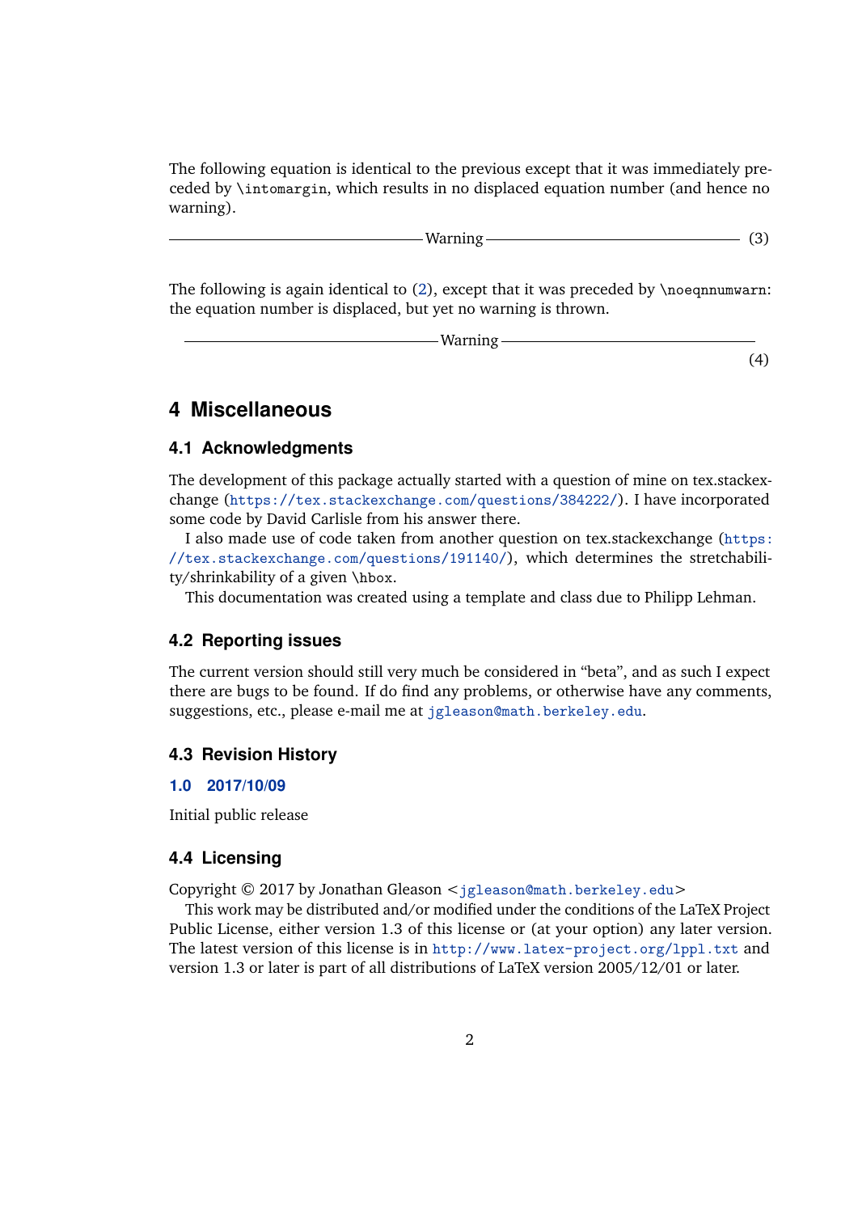The following equation is identical to the previous except that it was immediately preceded by `\intomargin`, which results in no displaced equation number (and hence no warning).

$$\text{———————————— Warning ————————————} \tag{3}$$

The following is again identical to (2), except that it was preceded by `\noeqnnumwarn`: the equation number is displaced, but yet no warning is thrown.

$$\text{———————————— Warning ————————————}$$
(4)

# 4 Miscellaneous

## 4.1 Acknowledgments

The development of this package actually started with a question of mine on tex.stackexchange (https://tex.stackexchange.com/questions/384222/). I have incorporated some code by David Carlisle from his answer there.

I also made use of code taken from another question on tex.stackexchange (https://tex.stackexchange.com/questions/191140/), which determines the stretchability/shrinkability of a given `\hbox`.

This documentation was created using a template and class due to Philipp Lehman.

## 4.2 Reporting issues

The current version should still very much be considered in "beta", and as such I expect there are bugs to be found. If do find any problems, or otherwise have any comments, suggestions, etc., please e-mail me at jgleason@math.berkeley.edu.

## 4.3 Revision History

**1.0 2017/10/09**

Initial public release

## 4.4 Licensing

Copyright © 2017 by Jonathan Gleason <jgleason@math.berkeley.edu>

This work may be distributed and/or modified under the conditions of the LaTeX Project Public License, either version 1.3 of this license or (at your option) any later version. The latest version of this license is in http://www.latex-project.org/lppl.txt and version 1.3 or later is part of all distributions of LaTeX version 2005/12/01 or later.